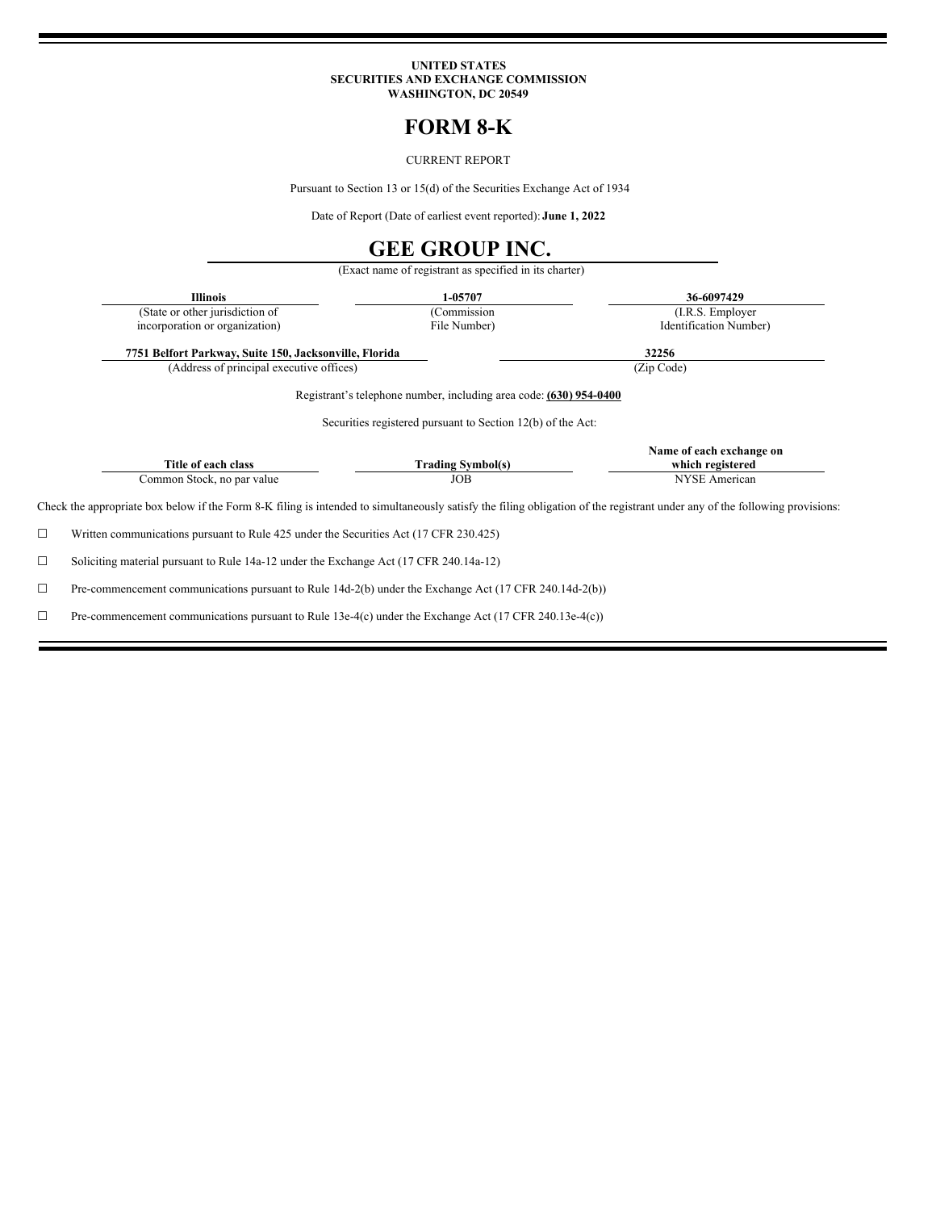**UNITED STATES**
**SECURITIES AND EXCHANGE COMMISSION**
**WASHINGTON, DC 20549**

# FORM 8-K

CURRENT REPORT

Pursuant to Section 13 or 15(d) of the Securities Exchange Act of 1934

Date of Report (Date of earliest event reported): **June 1, 2022**

# GEE GROUP INC.

(Exact name of registrant as specified in its charter)

| **Illinois** | **1-05707** | **36-6097429** |
|---|---|---|
| (State or other jurisdiction of incorporation or organization) | (Commission File Number) | (I.R.S. Employer Identification Number) |

| **7751 Belfort Parkway, Suite 150, Jacksonville, Florida** | **32256** |
|---|---|
| (Address of principal executive offices) | (Zip Code) |

Registrant's telephone number, including area code: **(630) 954-0400**

Securities registered pursuant to Section 12(b) of the Act:

| Title of each class | Trading Symbol(s) | Name of each exchange on which registered |
|---|---|---|
| Common Stock, no par value | JOB | NYSE American |

Check the appropriate box below if the Form 8-K filing is intended to simultaneously satisfy the filing obligation of the registrant under any of the following provisions:

☐ Written communications pursuant to Rule 425 under the Securities Act (17 CFR 230.425)

☐ Soliciting material pursuant to Rule 14a-12 under the Exchange Act (17 CFR 240.14a-12)

☐ Pre-commencement communications pursuant to Rule 14d-2(b) under the Exchange Act (17 CFR 240.14d-2(b))

☐ Pre-commencement communications pursuant to Rule 13e-4(c) under the Exchange Act (17 CFR 240.13e-4(c))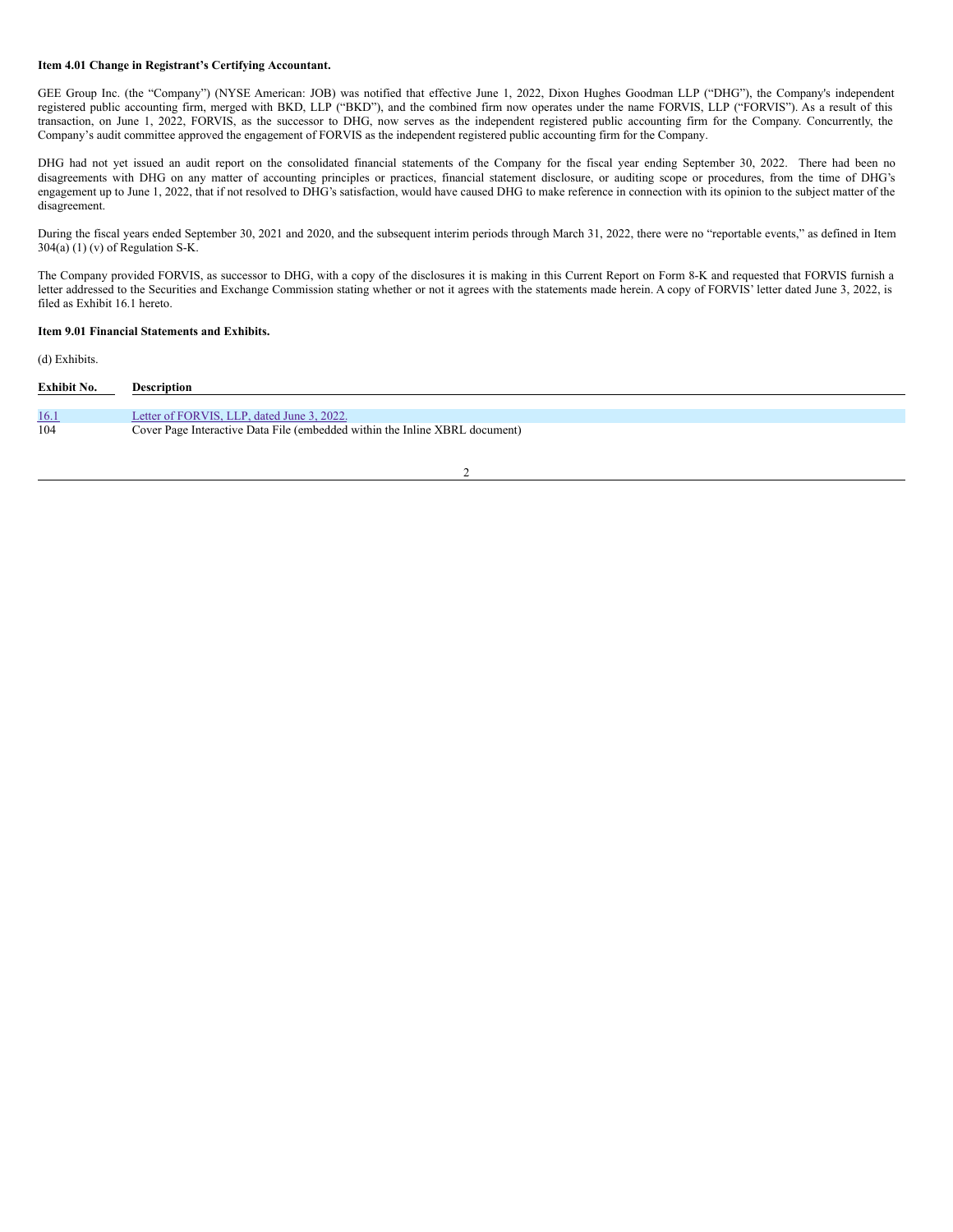**Item 4.01 Change in Registrant's Certifying Accountant.**

GEE Group Inc. (the "Company") (NYSE American: JOB) was notified that effective June 1, 2022, Dixon Hughes Goodman LLP ("DHG"), the Company's independent registered public accounting firm, merged with BKD, LLP ("BKD"), and the combined firm now operates under the name FORVIS, LLP ("FORVIS"). As a result of this transaction, on June 1, 2022, FORVIS, as the successor to DHG, now serves as the independent registered public accounting firm for the Company. Concurrently, the Company's audit committee approved the engagement of FORVIS as the independent registered public accounting firm for the Company.

DHG had not yet issued an audit report on the consolidated financial statements of the Company for the fiscal year ending September 30, 2022. There had been no disagreements with DHG on any matter of accounting principles or practices, financial statement disclosure, or auditing scope or procedures, from the time of DHG's engagement up to June 1, 2022, that if not resolved to DHG's satisfaction, would have caused DHG to make reference in connection with its opinion to the subject matter of the disagreement.

During the fiscal years ended September 30, 2021 and 2020, and the subsequent interim periods through March 31, 2022, there were no "reportable events," as defined in Item 304(a) (1) (v) of Regulation S-K.

The Company provided FORVIS, as successor to DHG, with a copy of the disclosures it is making in this Current Report on Form 8-K and requested that FORVIS furnish a letter addressed to the Securities and Exchange Commission stating whether or not it agrees with the statements made herein. A copy of FORVIS' letter dated June 3, 2022, is filed as Exhibit 16.1 hereto.

**Item 9.01 Financial Statements and Exhibits.**

(d) Exhibits.

| Exhibit No. | Description |
|---|---|
| 16.1 | Letter of FORVIS, LLP, dated June 3, 2022. |
| 104 | Cover Page Interactive Data File (embedded within the Inline XBRL document) |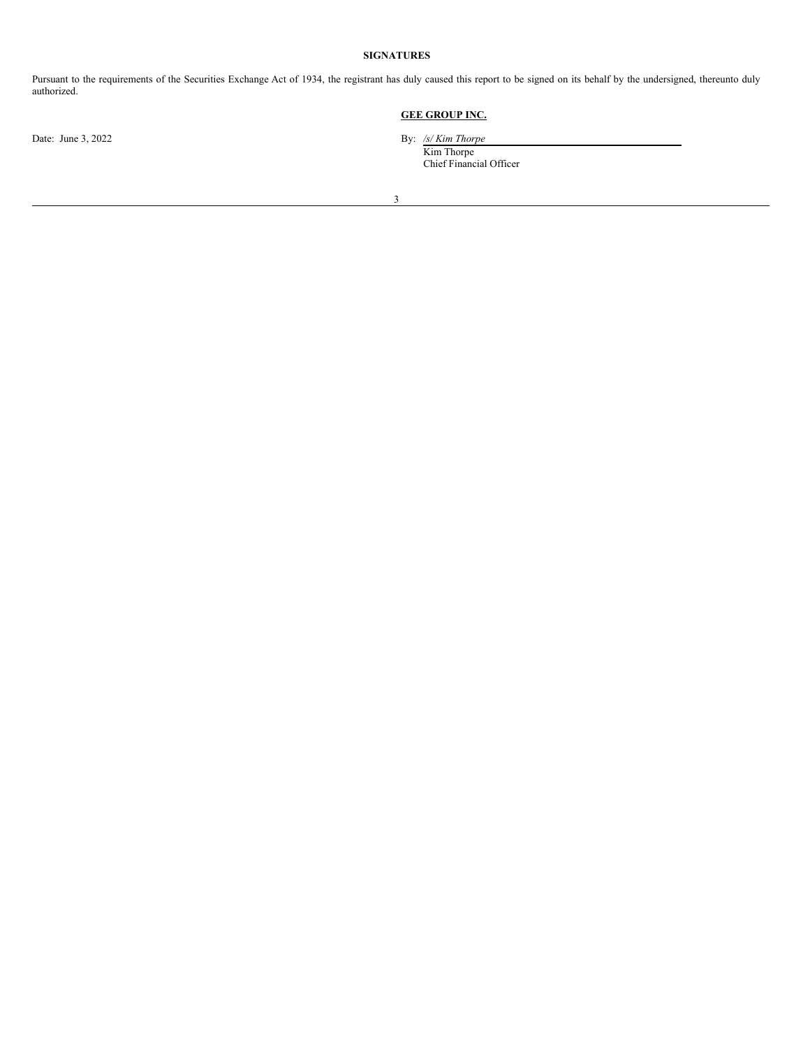**SIGNATURES**

Pursuant to the requirements of the Securities Exchange Act of 1934, the registrant has duly caused this report to be signed on its behalf by the undersigned, thereunto duly authorized.

**GEE GROUP INC.**

Date: June 3, 2022

By: */s/ Kim Thorpe*
Kim Thorpe
Chief Financial Officer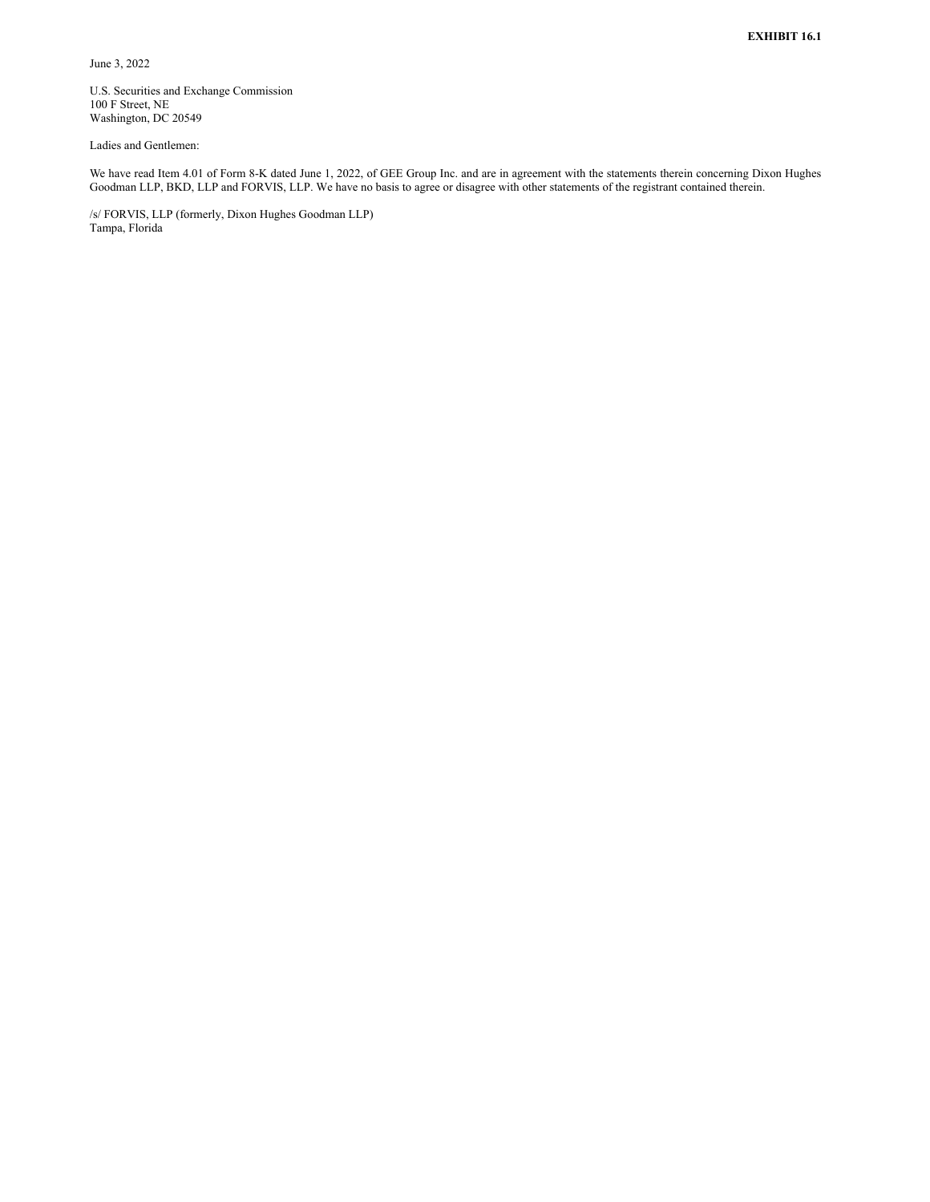**EXHIBIT 16.1**

June 3, 2022

U.S. Securities and Exchange Commission
100 F Street, NE
Washington, DC 20549

Ladies and Gentlemen:

We have read Item 4.01 of Form 8-K dated June 1, 2022, of GEE Group Inc. and are in agreement with the statements therein concerning Dixon Hughes Goodman LLP, BKD, LLP and FORVIS, LLP. We have no basis to agree or disagree with other statements of the registrant contained therein.

/s/ FORVIS, LLP (formerly, Dixon Hughes Goodman LLP)
Tampa, Florida